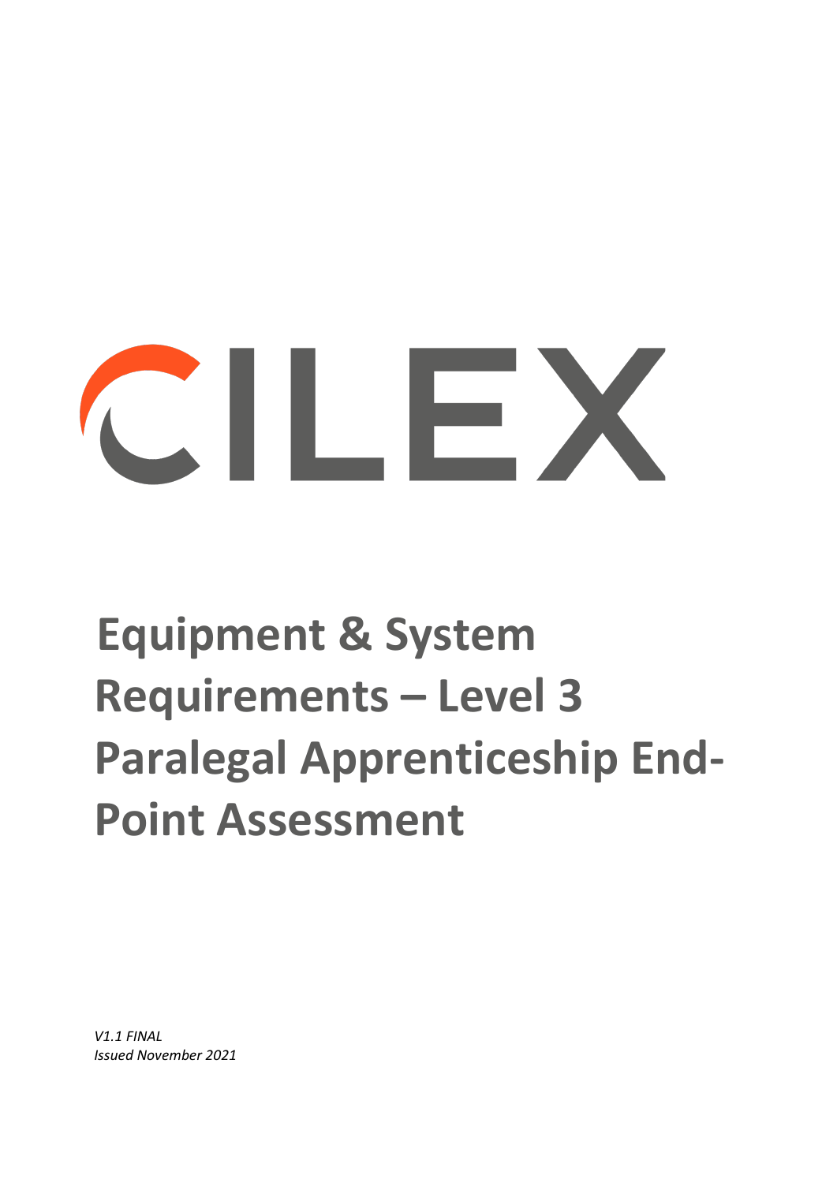CILEX

# Equipment & System Requirements – Level 3 Paralegal Apprenticeship End-Point Assessment

*V1.1 FINAL*
*Issued November 2021*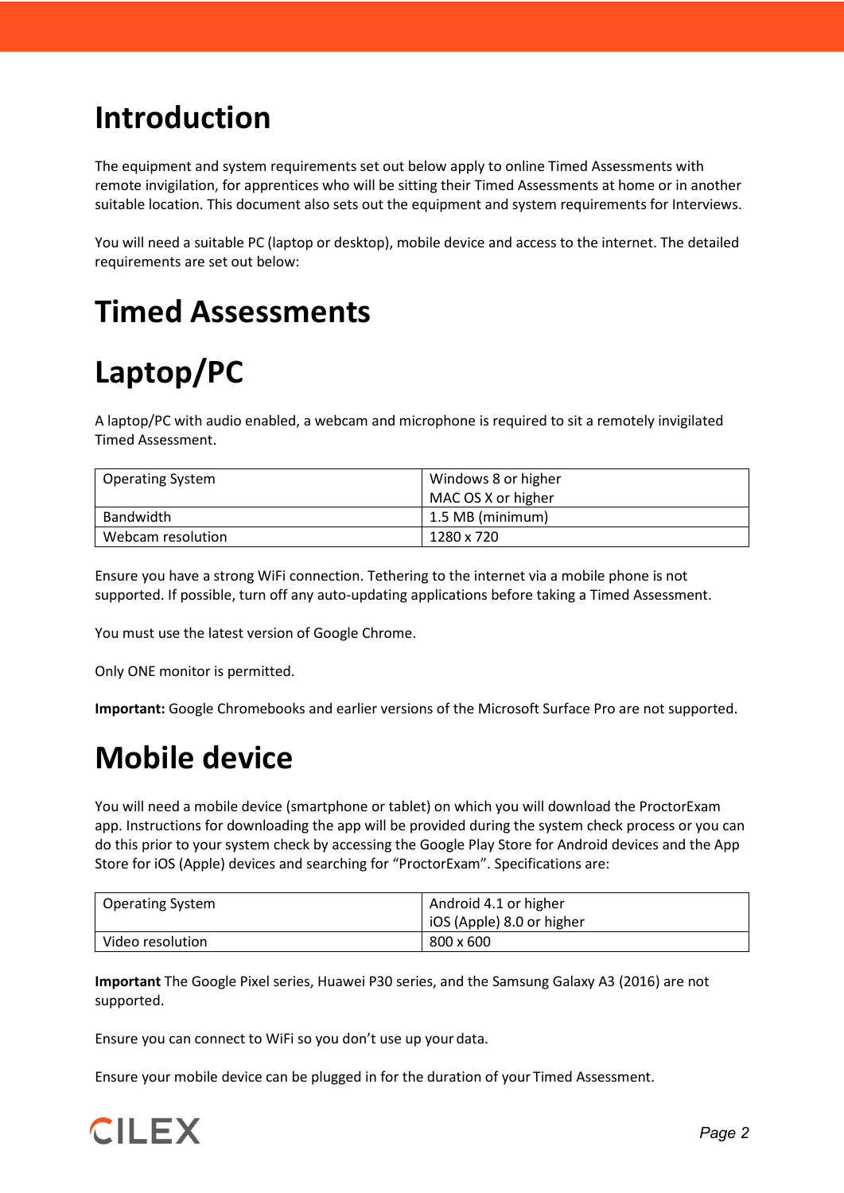# Introduction

The equipment and system requirements set out below apply to online Timed Assessments with remote invigilation, for apprentices who will be sitting their Timed Assessments at home or in another suitable location. This document also sets out the equipment and system requirements for Interviews.

You will need a suitable PC (laptop or desktop), mobile device and access to the internet. The detailed requirements are set out below:

# Timed Assessments

# Laptop/PC

A laptop/PC with audio enabled, a webcam and microphone is required to sit a remotely invigilated Timed Assessment.

| | |
|---|---|
| Operating System | Windows 8 or higher<br>MAC OS X or higher |
| Bandwidth | 1.5 MB (minimum) |
| Webcam resolution | 1280 x 720 |

Ensure you have a strong WiFi connection. Tethering to the internet via a mobile phone is not supported. If possible, turn off any auto-updating applications before taking a Timed Assessment.

You must use the latest version of Google Chrome.

Only ONE monitor is permitted.

**Important:** Google Chromebooks and earlier versions of the Microsoft Surface Pro are not supported.

# Mobile device

You will need a mobile device (smartphone or tablet) on which you will download the ProctorExam app. Instructions for downloading the app will be provided during the system check process or you can do this prior to your system check by accessing the Google Play Store for Android devices and the App Store for iOS (Apple) devices and searching for "ProctorExam". Specifications are:

| | |
|---|---|
| Operating System | Android 4.1 or higher<br>iOS (Apple) 8.0 or higher |
| Video resolution | 800 x 600 |

**Important** The Google Pixel series, Huawei P30 series, and the Samsung Galaxy A3 (2016) are not supported.

Ensure you can connect to WiFi so you don't use up your data.

Ensure your mobile device can be plugged in for the duration of your Timed Assessment.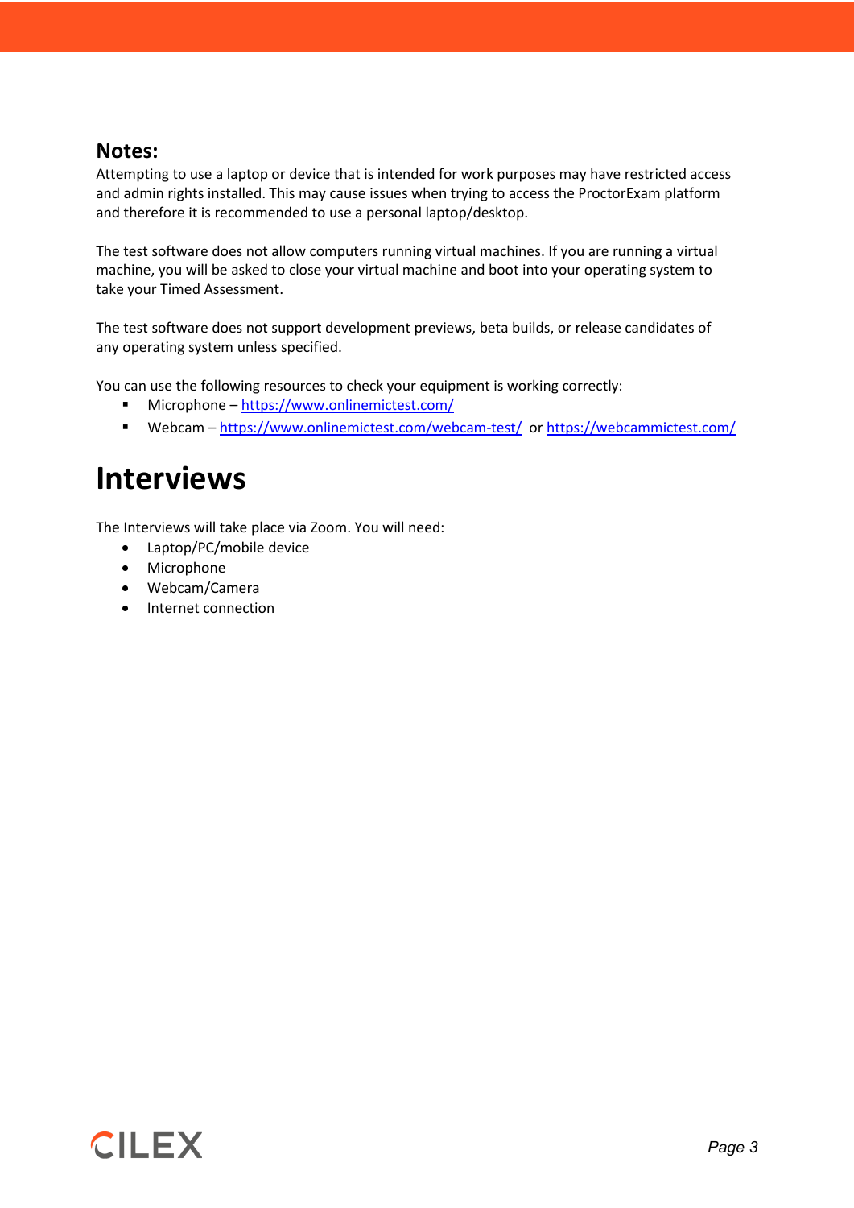### Notes:

Attempting to use a laptop or device that is intended for work purposes may have restricted access and admin rights installed. This may cause issues when trying to access the ProctorExam platform and therefore it is recommended to use a personal laptop/desktop.

The test software does not allow computers running virtual machines. If you are running a virtual machine, you will be asked to close your virtual machine and boot into your operating system to take your Timed Assessment.

The test software does not support development previews, beta builds, or release candidates of any operating system unless specified.

You can use the following resources to check your equipment is working correctly:

- Microphone – https://www.onlinemictest.com/
- Webcam – https://www.onlinemictest.com/webcam-test/ or https://webcammictest.com/

# Interviews

The Interviews will take place via Zoom. You will need:

- Laptop/PC/mobile device
- Microphone
- Webcam/Camera
- Internet connection